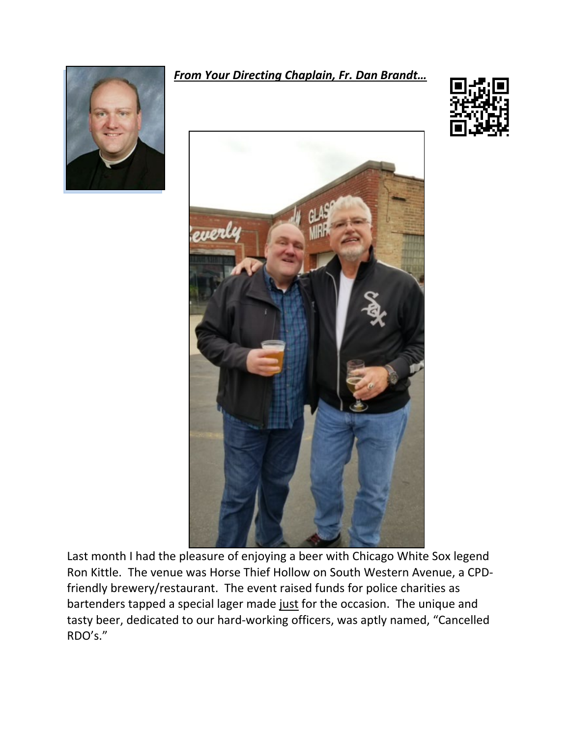***From Your Directing Chaplain, Fr. Dan Brandt…***

Last month I had the pleasure of enjoying a beer with Chicago White Sox legend Ron Kittle. The venue was Horse Thief Hollow on South Western Avenue, a CPD-friendly brewery/restaurant. The event raised funds for police charities as bartenders tapped a special lager made <u>just</u> for the occasion. The unique and tasty beer, dedicated to our hard-working officers, was aptly named, "Cancelled RDO's."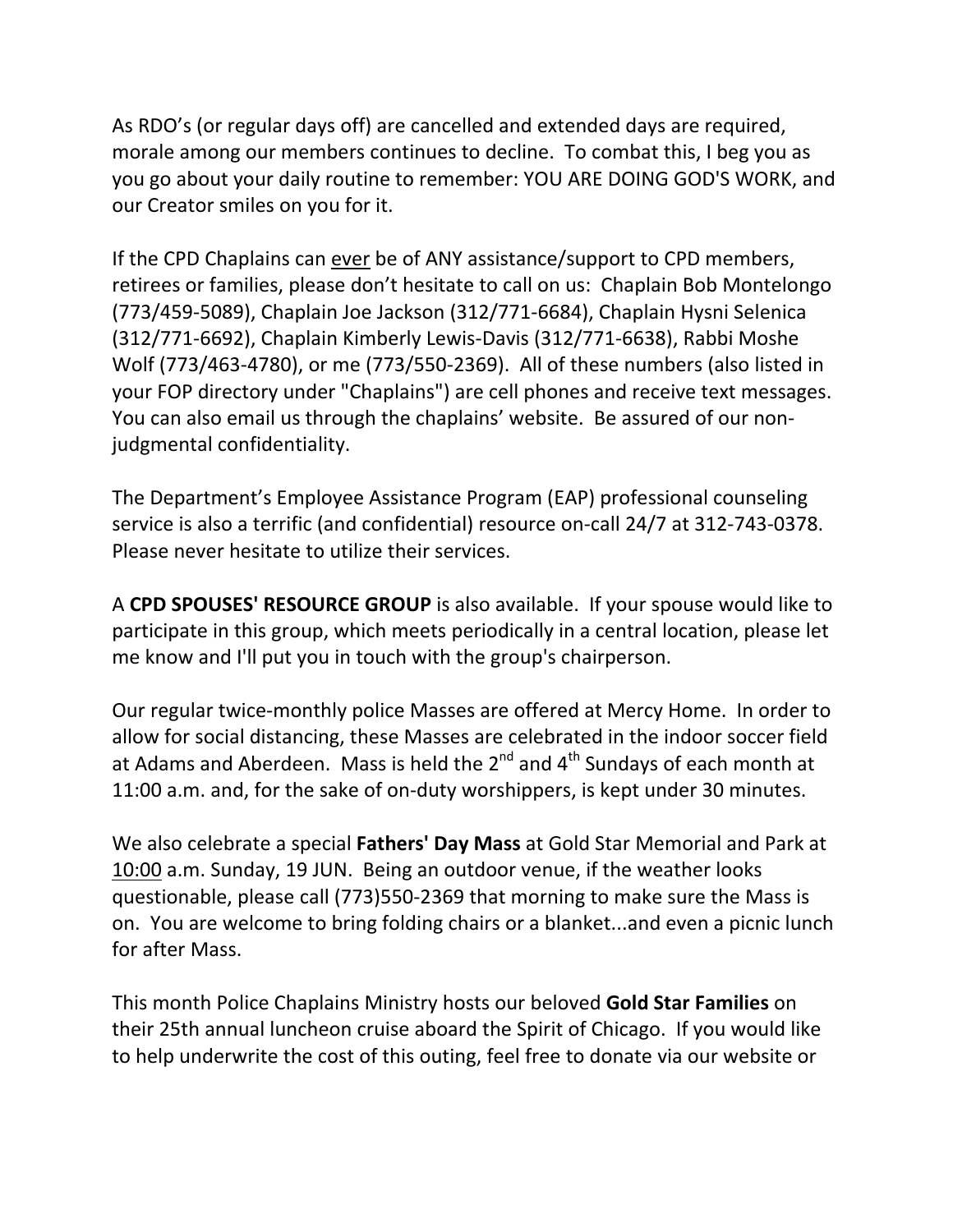As RDO's (or regular days off) are cancelled and extended days are required, morale among our members continues to decline. To combat this, I beg you as you go about your daily routine to remember: YOU ARE DOING GOD'S WORK, and our Creator smiles on you for it.

If the CPD Chaplains can <u>ever</u> be of ANY assistance/support to CPD members, retirees or families, please don't hesitate to call on us: Chaplain Bob Montelongo (773/459-5089), Chaplain Joe Jackson (312/771-6684), Chaplain Hysni Selenica (312/771-6692), Chaplain Kimberly Lewis-Davis (312/771-6638), Rabbi Moshe Wolf (773/463-4780), or me (773/550-2369). All of these numbers (also listed in your FOP directory under "Chaplains") are cell phones and receive text messages. You can also email us through the chaplains' website. Be assured of our non-judgmental confidentiality.

The Department's Employee Assistance Program (EAP) professional counseling service is also a terrific (and confidential) resource on-call 24/7 at 312-743-0378. Please never hesitate to utilize their services.

A **CPD SPOUSES' RESOURCE GROUP** is also available. If your spouse would like to participate in this group, which meets periodically in a central location, please let me know and I'll put you in touch with the group's chairperson.

Our regular twice-monthly police Masses are offered at Mercy Home. In order to allow for social distancing, these Masses are celebrated in the indoor soccer field at Adams and Aberdeen. Mass is held the 2nd and 4th Sundays of each month at 11:00 a.m. and, for the sake of on-duty worshippers, is kept under 30 minutes.

We also celebrate a special **Fathers' Day Mass** at Gold Star Memorial and Park at <u>10:00</u> a.m. Sunday, 19 JUN. Being an outdoor venue, if the weather looks questionable, please call (773)550-2369 that morning to make sure the Mass is on. You are welcome to bring folding chairs or a blanket...and even a picnic lunch for after Mass.

This month Police Chaplains Ministry hosts our beloved **Gold Star Families** on their 25th annual luncheon cruise aboard the Spirit of Chicago. If you would like to help underwrite the cost of this outing, feel free to donate via our website or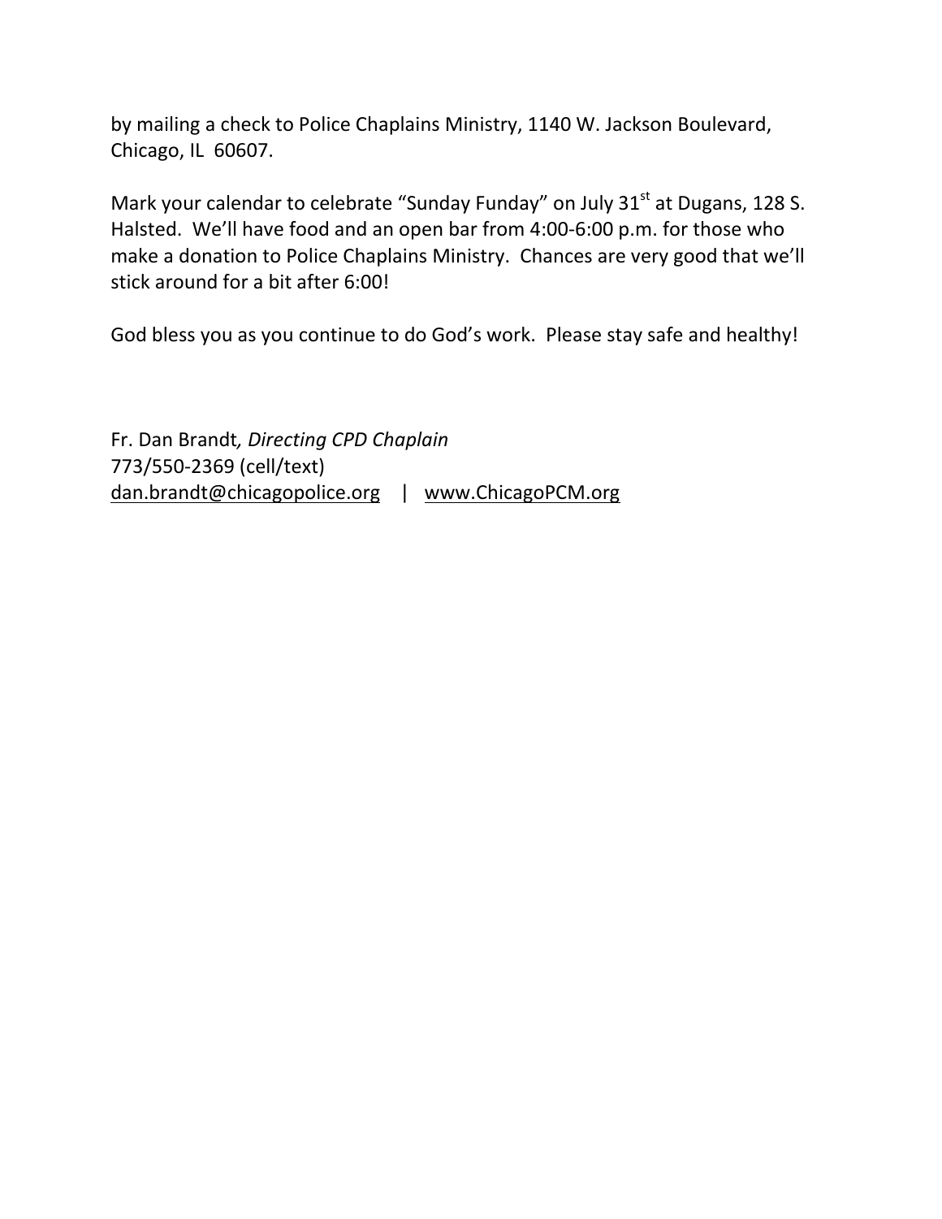by mailing a check to Police Chaplains Ministry, 1140 W. Jackson Boulevard, Chicago, IL 60607.

Mark your calendar to celebrate "Sunday Funday" on July 31st at Dugans, 128 S. Halsted. We'll have food and an open bar from 4:00-6:00 p.m. for those who make a donation to Police Chaplains Ministry. Chances are very good that we'll stick around for a bit after 6:00!

God bless you as you continue to do God's work. Please stay safe and healthy!

Fr. Dan Brandt*, Directing CPD Chaplain*
773/550-2369 (cell/text)
dan.brandt@chicagopolice.org | www.ChicagoPCM.org